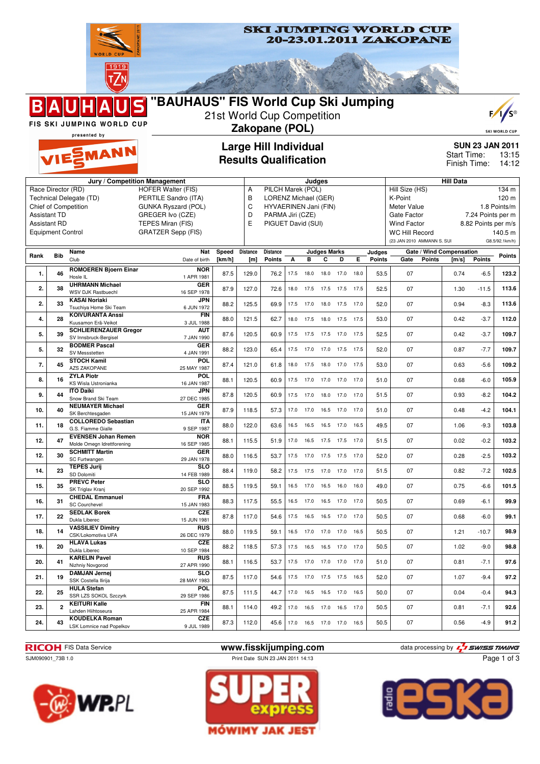# SKI JUMPING WORLD CUP 20-23.01.2011 ZAKOPANE

## "BAUHAUS" FIS World Cup Ski Jumping

21st World Cup Competition

**Zakopane (POL)**

FIS SKI JUMPING WORLD CUP presented by VIESMANN

### Large Hill Individual
### Results Qualification

**SUN 23 JAN 2011**
Start Time: 13:15
Finish Time: 14:12

| Jury / Competition Management | | Judges | | Hill Data | |
|---|---|---|---|---|---|
| Race Director (RD) | HOFER Walter (FIS) | A | PILCH Marek (POL) | Hill Size (HS) | 134 m |
| Technical Delegate (TD) | PERTILE Sandro (ITA) | B | LORENZ Michael (GER) | K-Point | 120 m |
| Chief of Competition | GUNKA Ryszard (POL) | C | HYVAERINEN Jani (FIN) | Meter Value | 1.8 Points/m |
| Assistant TD | GREGER Ivo (CZE) | D | PARMA Jiri (CZE) | Gate Factor | 7.24 Points per m |
| Assistant RD | TEPES Miran (FIS) | E | PIGUET David (SUI) | Wind Factor | 8.82 Points per m/s |
| Equipment Control | GRATZER Sepp (FIS) | | | WC Hill Record | 140.5 m |
| | | | | (23 JAN 2010 AMMANN S. SUI | G8.5/92.1km/h) |

| Rank | Bib | Name / Club | Nat / Date of birth | Speed [km/h] | Distance [m] | Distance Points | A | B | C | D | E | Judges Points | Gate | Gate Points | Wind [m/s] | Wind Points | Points |
|---|---|---|---|---|---|---|---|---|---|---|---|---|---|---|---|---|---|
| 1. | 46 | ROMOEREN Bjoern Einar / Hosle IL | NOR / 1 APR 1981 | 87.5 | 129.0 | 76.2 | 17.5 | 18.0 | 18.0 | 17.0 | 18.0 | 53.5 | 07 | | 0.74 | -6.5 | 123.2 |
| 2. | 38 | UHRMANN Michael / WSV DJK Rastbuechl | GER / 16 SEP 1978 | 87.9 | 127.0 | 72.6 | 18.0 | 17.5 | 17.5 | 17.5 | 17.5 | 52.5 | 07 | | 1.30 | -11.5 | 113.6 |
| 2. | 33 | KASAI Noriaki / Tsuchiya Home Ski Team | JPN / 6 JUN 1972 | 88.2 | 125.5 | 69.9 | 17.5 | 17.0 | 18.0 | 17.5 | 17.0 | 52.0 | 07 | | 0.94 | -8.3 | 113.6 |
| 4. | 28 | KOIVURANTA Anssi / Kuusamon Erä-Veikot | FIN / 3 JUL 1988 | 88.0 | 121.5 | 62.7 | 18.0 | 17.5 | 18.0 | 17.5 | 17.5 | 53.0 | 07 | | 0.42 | -3.7 | 112.0 |
| 5. | 39 | SCHLIERENZAUER Gregor / SV Innsbruck-Bergisel | AUT / 7 JAN 1990 | 87.6 | 120.5 | 60.9 | 17.5 | 17.5 | 17.5 | 17.0 | 17.5 | 52.5 | 07 | | 0.42 | -3.7 | 109.7 |
| 5. | 32 | BODMER Pascal / SV Messstetten | GER / 4 JAN 1991 | 88.2 | 123.0 | 65.4 | 17.5 | 17.0 | 17.0 | 17.5 | 17.5 | 52.0 | 07 | | 0.87 | -7.7 | 109.7 |
| 7. | 45 | STOCH Kamil / AZS ZAKOPANE | POL / 25 MAY 1987 | 87.4 | 121.0 | 61.8 | 18.0 | 17.5 | 18.0 | 17.0 | 17.5 | 53.0 | 07 | | 0.63 | -5.6 | 109.2 |
| 8. | 16 | ZYLA Piotr / KS Wisla Ustronianka | POL / 16 JAN 1987 | 88.1 | 120.5 | 60.9 | 17.5 | 17.0 | 17.0 | 17.0 | 17.0 | 51.0 | 07 | | 0.68 | -6.0 | 105.9 |
| 9. | 44 | ITO Daiki / Snow Brand Ski Team | JPN / 27 DEC 1985 | 87.8 | 120.5 | 60.9 | 17.5 | 17.0 | 18.0 | 17.0 | 17.0 | 51.5 | 07 | | 0.93 | -8.2 | 104.2 |
| 10. | 40 | NEUMAYER Michael / SK Berchtesgaden | GER / 15 JAN 1979 | 87.9 | 118.5 | 57.3 | 17.0 | 17.0 | 16.5 | 17.0 | 17.0 | 51.0 | 07 | | 0.48 | -4.2 | 104.1 |
| 11. | 18 | COLLOREDO Sebastian / G.S. Fiamme Gialle | ITA / 9 SEP 1987 | 88.0 | 122.0 | 63.6 | 16.5 | 16.5 | 16.5 | 17.0 | 16.5 | 49.5 | 07 | | 1.06 | -9.3 | 103.8 |
| 12. | 47 | EVENSEN Johan Remen / Molde Omegn Idrettforening | NOR / 16 SEP 1985 | 88.1 | 115.5 | 51.9 | 17.0 | 16.5 | 17.5 | 17.5 | 17.0 | 51.5 | 07 | | 0.02 | -0.2 | 103.2 |
| 12. | 30 | SCHMITT Martin / SC Furtwangen | GER / 29 JAN 1978 | 88.0 | 116.5 | 53.7 | 17.5 | 17.0 | 17.5 | 17.5 | 17.0 | 52.0 | 07 | | 0.28 | -2.5 | 103.2 |
| 14. | 23 | TEPES Jurij / SD Dolomiti | SLO / 14 FEB 1989 | 88.4 | 119.0 | 58.2 | 17.5 | 17.5 | 17.0 | 17.0 | 17.0 | 51.5 | 07 | | 0.82 | -7.2 | 102.5 |
| 15. | 35 | PREVC Peter / SK Triglav Kranj | SLO / 20 SEP 1992 | 88.5 | 119.5 | 59.1 | 16.5 | 17.0 | 16.5 | 16.0 | 16.0 | 49.0 | 07 | | 0.75 | -6.6 | 101.5 |
| 16. | 31 | CHEDAL Emmanuel / SC Courchevel | FRA / 15 JAN 1983 | 88.3 | 117.5 | 55.5 | 16.5 | 17.0 | 16.5 | 17.0 | 17.0 | 50.5 | 07 | | 0.69 | -6.1 | 99.9 |
| 17. | 22 | SEDLAK Borek / Dukla Liberec | CZE / 15 JUN 1981 | 87.8 | 117.0 | 54.6 | 17.5 | 16.5 | 16.5 | 17.0 | 17.0 | 50.5 | 07 | | 0.68 | -6.0 | 99.1 |
| 18. | 14 | VASSILIEV Dimitry / CSK/Lokomotiva UFA | RUS / 26 DEC 1979 | 88.0 | 119.5 | 59.1 | 16.5 | 17.0 | 17.0 | 17.0 | 16.5 | 50.5 | 07 | | 1.21 | -10.7 | 98.9 |
| 19. | 20 | HLAVA Lukas / Dukla Liberec | CZE / 10 SEP 1984 | 88.2 | 118.5 | 57.3 | 17.5 | 16.5 | 16.5 | 17.0 | 17.0 | 50.5 | 07 | | 1.02 | -9.0 | 98.8 |
| 20. | 41 | KARELIN Pavel / Nizhniy Novgorod | RUS / 27 APR 1990 | 88.1 | 116.5 | 53.7 | 17.5 | 17.0 | 17.0 | 17.0 | 17.0 | 51.0 | 07 | | 0.81 | -7.1 | 97.6 |
| 21. | 19 | DAMJAN Jernej / SSK Costella Ilirija | SLO / 28 MAY 1983 | 87.5 | 117.0 | 54.6 | 17.5 | 17.0 | 17.5 | 17.5 | 16.5 | 52.0 | 07 | | 1.07 | -9.4 | 97.2 |
| 22. | 25 | HULA Stefan / SSR LZS SOKOL Szczyrk | POL / 29 SEP 1986 | 87.5 | 111.5 | 44.7 | 17.0 | 16.5 | 16.5 | 17.0 | 16.5 | 50.0 | 07 | | 0.04 | -0.4 | 94.3 |
| 23. | 2 | KEITURI Kalle / Lahden Hiihtoseura | FIN / 25 APR 1984 | 88.1 | 114.0 | 49.2 | 17.0 | 16.5 | 17.0 | 16.5 | 17.0 | 50.5 | 07 | | 0.81 | -7.1 | 92.6 |
| 24. | 43 | KOUDELKA Roman / LSK Lomnice nad Popelkov | CZE / 9 JUL 1989 | 87.3 | 112.0 | 45.6 | 17.0 | 16.5 | 17.0 | 17.0 | 16.5 | 50.5 | 07 | | 0.56 | -4.9 | 91.2 |

RICOH FIS Data Service
SJM090901_73B 1.0
www.fisskijumping.com
Print Date SUN 23 JAN 2011 14:13
data processing by SWISS TIMING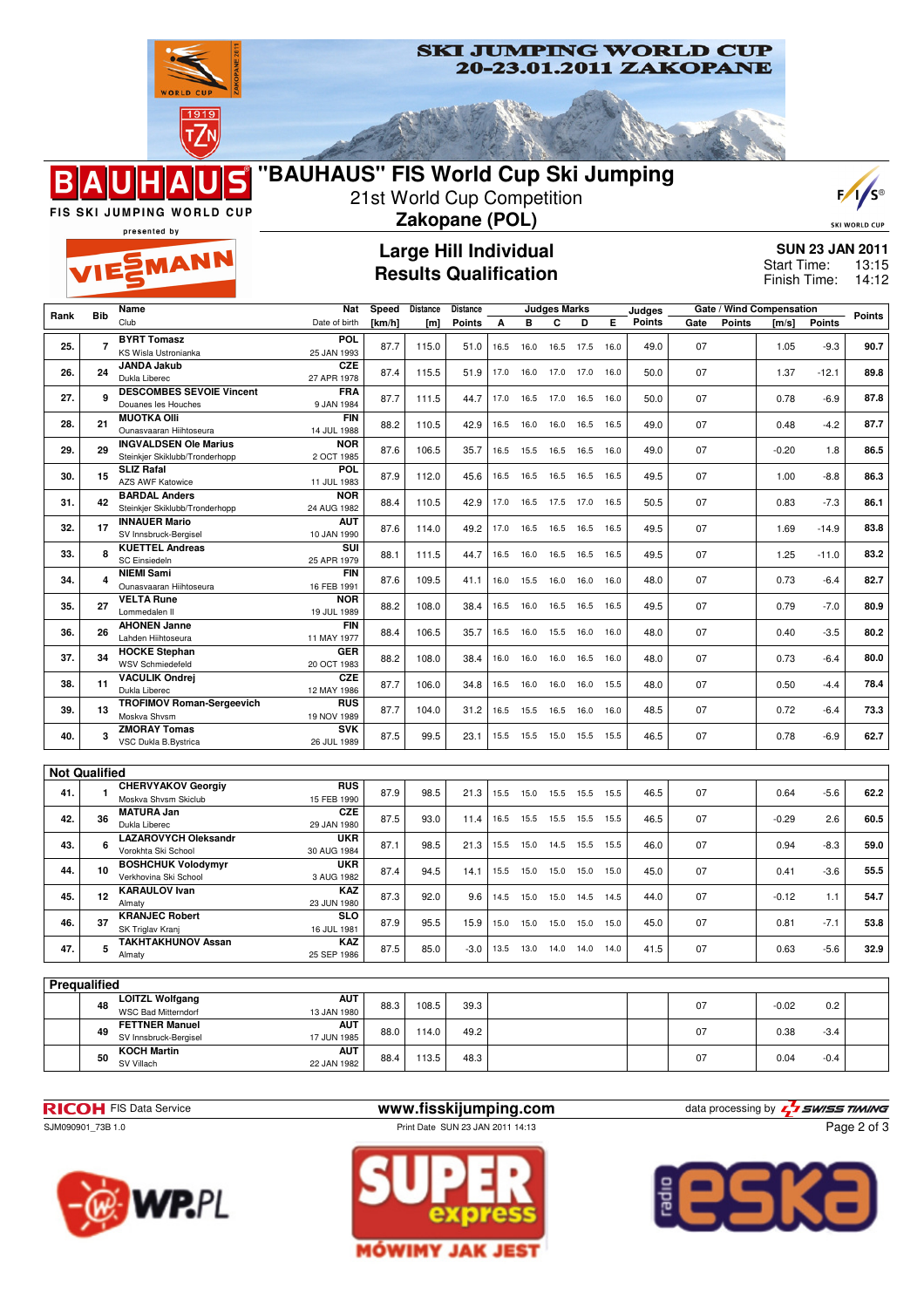# SKI JUMPING WORLD CUP 20-23.01.2011 ZAKOPANE

# "BAUHAUS" FIS World Cup Ski Jumping

21st World Cup Competition

**Zakopane (POL)**

FIS SKI JUMPING WORLD CUP presented by VIESSMANN

## Large Hill Individual
## Results Qualification

**SUN 23 JAN 2011**
Start Time: 13:15
Finish Time: 14:12

| Rank | Bib | Name / Club | Nat / Date of birth | Speed [km/h] | Distance [m] | Distance Points | A | B | C | D | E | Judges Points | Gate | Gate Points | Wind [m/s] | Wind Points | Points |
|---|---|---|---|---|---|---|---|---|---|---|---|---|---|---|---|---|---|
| 25. | 7 | BYRT Tomasz / KS Wisla Ustronianka | POL / 25 JAN 1993 | 87.7 | 115.0 | 51.0 | 16.5 | 16.0 | 16.5 | 17.5 | 16.0 | 49.0 | 07 | | 1.05 | -9.3 | 90.7 |
| 26. | 24 | JANDA Jakub / Dukla Liberec | CZE / 27 APR 1978 | 87.4 | 115.5 | 51.9 | 17.0 | 16.0 | 17.0 | 17.0 | 16.0 | 50.0 | 07 | | 1.37 | -12.1 | 89.8 |
| 27. | 9 | DESCOMBES SEVOIE Vincent / Douanes les Houches | FRA / 9 JAN 1984 | 87.7 | 111.5 | 44.7 | 17.0 | 16.5 | 17.0 | 16.5 | 16.0 | 50.0 | 07 | | 0.78 | -6.9 | 87.8 |
| 28. | 21 | MUOTKA Olli / Ounasvaaran Hiihtoseura | FIN / 14 JUL 1988 | 88.2 | 110.5 | 42.9 | 16.5 | 16.0 | 16.0 | 16.5 | 16.5 | 49.0 | 07 | | 0.48 | -4.2 | 87.7 |
| 29. | 29 | INGVALDSEN Ole Marius / Steinkjer Skiklubb/Tronderhopp | NOR / 2 OCT 1985 | 87.6 | 106.5 | 35.7 | 16.5 | 15.5 | 16.5 | 16.5 | 16.0 | 49.0 | 07 | | -0.20 | 1.8 | 86.5 |
| 30. | 15 | SLIZ Rafal / AZS AWF Katowice | POL / 11 JUL 1983 | 87.9 | 112.0 | 45.6 | 16.5 | 16.5 | 16.5 | 16.5 | 16.5 | 49.5 | 07 | | 1.00 | -8.8 | 86.3 |
| 31. | 42 | BARDAL Anders / Steinkjer Skiklubb/Tronderhopp | NOR / 24 AUG 1982 | 88.4 | 110.5 | 42.9 | 17.0 | 16.5 | 17.5 | 17.0 | 16.5 | 50.5 | 07 | | 0.83 | -7.3 | 86.1 |
| 32. | 17 | INNAUER Mario / SV Innsbruck-Bergisel | AUT / 10 JAN 1990 | 87.6 | 114.0 | 49.2 | 17.0 | 16.5 | 16.5 | 16.5 | 16.5 | 49.5 | 07 | | 1.69 | -14.9 | 83.8 |
| 33. | 8 | KUETTEL Andreas / SC Einsiedeln | SUI / 25 APR 1979 | 88.1 | 111.5 | 44.7 | 16.5 | 16.0 | 16.5 | 16.5 | 16.5 | 49.5 | 07 | | 1.25 | -11.0 | 83.2 |
| 34. | 4 | NIEMI Sami / Ounasvaaran Hiihtoseura | FIN / 16 FEB 1991 | 87.6 | 109.5 | 41.1 | 16.0 | 15.5 | 16.0 | 16.0 | 16.0 | 48.0 | 07 | | 0.73 | -6.4 | 82.7 |
| 35. | 27 | VELTA Rune / Lommedalen Il | NOR / 19 JUL 1989 | 88.2 | 108.0 | 38.4 | 16.5 | 16.0 | 16.5 | 16.5 | 16.5 | 49.5 | 07 | | 0.79 | -7.0 | 80.9 |
| 36. | 26 | AHONEN Janne / Lahden Hiihtoseura | FIN / 11 MAY 1977 | 88.4 | 106.5 | 35.7 | 16.5 | 16.0 | 15.5 | 16.0 | 16.0 | 48.0 | 07 | | 0.40 | -3.5 | 80.2 |
| 37. | 34 | HOCKE Stephan / WSV Schmiedefeld | GER / 20 OCT 1983 | 88.2 | 108.0 | 38.4 | 16.0 | 16.0 | 16.0 | 16.5 | 16.0 | 48.0 | 07 | | 0.73 | -6.4 | 80.0 |
| 38. | 11 | VACULIK Ondrej / Dukla Liberec | CZE / 12 MAY 1986 | 87.7 | 106.0 | 34.8 | 16.5 | 16.0 | 16.0 | 16.0 | 15.5 | 48.0 | 07 | | 0.50 | -4.4 | 78.4 |
| 39. | 13 | TROFIMOV Roman-Sergeevich / Moskva Shvsm | RUS / 19 NOV 1989 | 87.7 | 104.0 | 31.2 | 16.5 | 15.5 | 16.5 | 16.0 | 16.0 | 48.5 | 07 | | 0.72 | -6.4 | 73.3 |
| 40. | 3 | ZMORAY Tomas / VSC Dukla B.Bystrica | SVK / 26 JUL 1989 | 87.5 | 99.5 | 23.1 | 15.5 | 15.5 | 15.0 | 15.5 | 15.5 | 46.5 | 07 | | 0.78 | -6.9 | 62.7 |

### Not Qualified

| Rank | Bib | Name / Club | Nat / Date of birth | Speed [km/h] | Distance [m] | Distance Points | A | B | C | D | E | Judges Points | Gate | Gate Points | Wind [m/s] | Wind Points | Points |
|---|---|---|---|---|---|---|---|---|---|---|---|---|---|---|---|---|---|
| 41. | 1 | CHERVYAKOV Georgiy / Moskva Shvsm Skiclub | RUS / 15 FEB 1990 | 87.9 | 98.5 | 21.3 | 15.5 | 15.0 | 15.5 | 15.5 | 15.5 | 46.5 | 07 | | 0.64 | -5.6 | 62.2 |
| 42. | 36 | MATURA Jan / Dukla Liberec | CZE / 29 JAN 1980 | 87.5 | 93.0 | 11.4 | 16.5 | 15.5 | 15.5 | 15.5 | 15.5 | 46.5 | 07 | | -0.29 | 2.6 | 60.5 |
| 43. | 6 | LAZAROVYCH Oleksandr / Vorokhta Ski School | UKR / 30 AUG 1984 | 87.1 | 98.5 | 21.3 | 15.5 | 15.0 | 14.5 | 15.5 | 15.5 | 46.0 | 07 | | 0.94 | -8.3 | 59.0 |
| 44. | 10 | BOSHCHUK Volodymyr / Verkhovina Ski School | UKR / 3 AUG 1982 | 87.4 | 94.5 | 14.1 | 15.5 | 15.0 | 15.0 | 15.0 | 15.0 | 45.0 | 07 | | 0.41 | -3.6 | 55.5 |
| 45. | 12 | KARAULOV Ivan / Almaty | KAZ / 23 JUN 1980 | 87.3 | 92.0 | 9.6 | 14.5 | 15.0 | 15.0 | 14.5 | 14.5 | 44.0 | 07 | | -0.12 | 1.1 | 54.7 |
| 46. | 37 | KRANJEC Robert / SK Triglav Kranj | SLO / 16 JUL 1981 | 87.9 | 95.5 | 15.9 | 15.0 | 15.0 | 15.0 | 15.0 | 15.0 | 45.0 | 07 | | 0.81 | -7.1 | 53.8 |
| 47. | 5 | TAKHTAKHUNOV Assan / Almaty | KAZ / 25 SEP 1986 | 87.5 | 85.0 | -3.0 | 13.5 | 13.0 | 14.0 | 14.0 | 14.0 | 41.5 | 07 | | 0.63 | -5.6 | 32.9 |

### Prequalified

| Rank | Bib | Name / Club | Nat / Date of birth | Speed [km/h] | Distance [m] | Distance Points | A | B | C | D | E | Judges Points | Gate | Gate Points | Wind [m/s] | Wind Points | Points |
|---|---|---|---|---|---|---|---|---|---|---|---|---|---|---|---|---|---|
| | 48 | LOITZL Wolfgang / WSC Bad Mitterndorf | AUT / 13 JAN 1980 | 88.3 | 108.5 | 39.3 | | | | | | | 07 | | -0.02 | 0.2 | |
| | 49 | FETTNER Manuel / SV Innsbruck-Bergisel | AUT / 17 JUN 1985 | 88.0 | 114.0 | 49.2 | | | | | | | 07 | | 0.38 | -3.4 | |
| | 50 | KOCH Martin / SV Villach | AUT / 22 JAN 1982 | 88.4 | 113.5 | 48.3 | | | | | | | 07 | | 0.04 | -0.4 | |

RICOH FIS Data Service — www.fisskijumping.com — data processing by SWISS TIMING

SJM090901_73B 1.0 — Print Date SUN 23 JAN 2011 14:13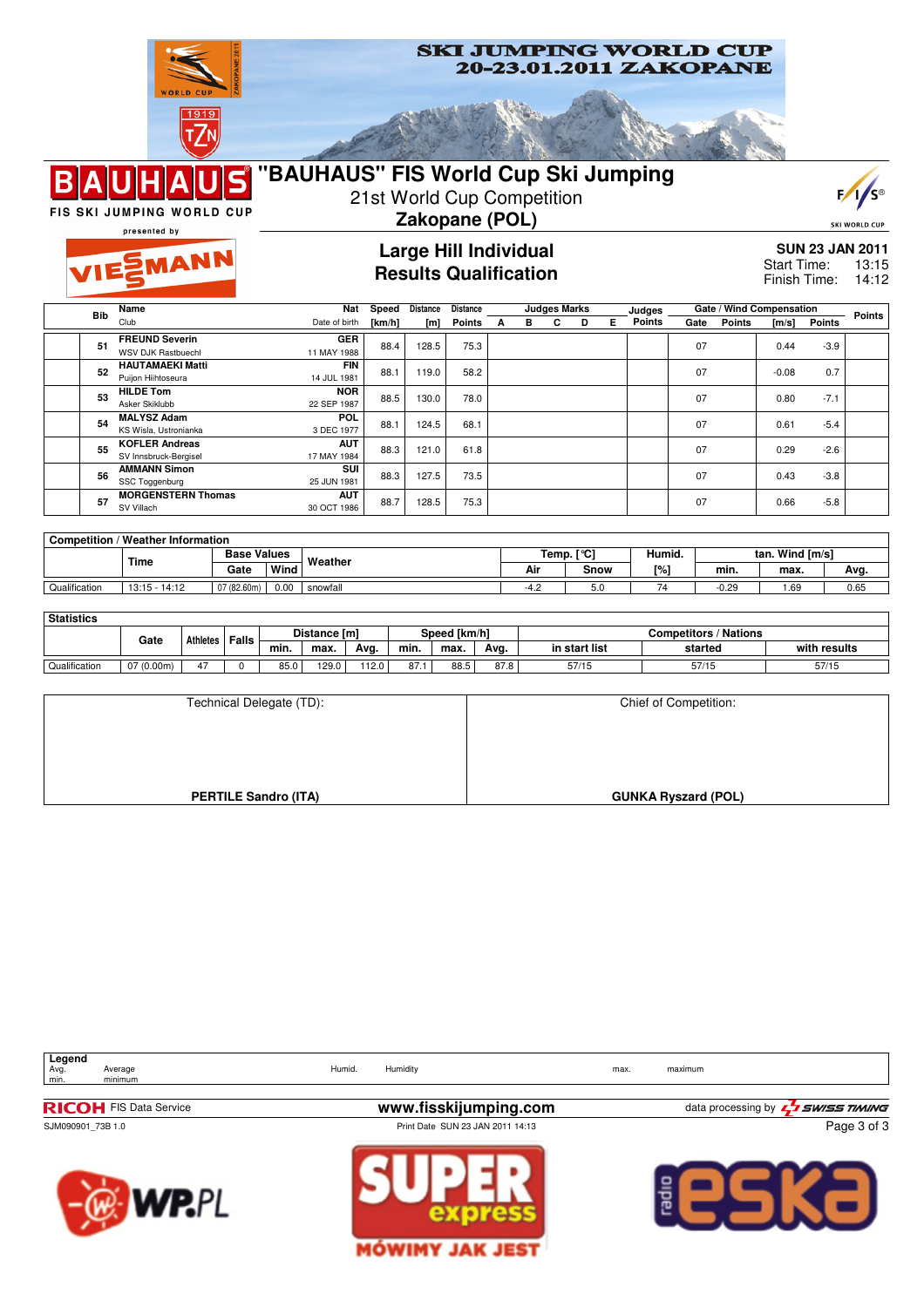# SKI JUMPING WORLD CUP 20-23.01.2011 ZAKOPANE

## "BAUHAUS" FIS World Cup Ski Jumping

21st World Cup Competition

**Zakopane (POL)**

### Large Hill Individual
### Results Qualification

**SUN 23 JAN 2011**
Start Time: 13:15
Finish Time: 14:12

| Bib | Name / Club | Nat / Date of birth | Speed [km/h] | Distance [m] | Distance Points | A | B | C | D | E | Judges Points | Gate | Gate Points | Wind [m/s] | Wind Points | Points |
|---|---|---|---|---|---|---|---|---|---|---|---|---|---|---|---|---|
| 51 | FREUND Severin / WSV DJK Rastbuechl | GER / 11 MAY 1988 | 88.4 | 128.5 | 75.3 | | | | | | | 07 | | 0.44 | -3.9 | |
| 52 | HAUTAMAEKI Matti / Puijon Hiihtoseura | FIN / 14 JUL 1981 | 88.1 | 119.0 | 58.2 | | | | | | | 07 | | -0.08 | 0.7 | |
| 53 | HILDE Tom / Asker Skiklubb | NOR / 22 SEP 1987 | 88.5 | 130.0 | 78.0 | | | | | | | 07 | | 0.80 | -7.1 | |
| 54 | MALYSZ Adam / KS Wisla, Ustronianka | POL / 3 DEC 1977 | 88.1 | 124.5 | 68.1 | | | | | | | 07 | | 0.61 | -5.4 | |
| 55 | KOFLER Andreas / SV Innsbruck-Bergisel | AUT / 17 MAY 1984 | 88.3 | 121.0 | 61.8 | | | | | | | 07 | | 0.29 | -2.6 | |
| 56 | AMMANN Simon / SSC Toggenburg | SUI / 25 JUN 1981 | 88.3 | 127.5 | 73.5 | | | | | | | 07 | | 0.43 | -3.8 | |
| 57 | MORGENSTERN Thomas / SV Villach | AUT / 30 OCT 1986 | 88.7 | 128.5 | 75.3 | | | | | | | 07 | | 0.66 | -5.8 | |

### Competition / Weather Information

| | Time | Base Values Gate | Base Values Wind | Weather | Temp. [°C] Air | Temp. [°C] Snow | Humid. [%] | tan. Wind [m/s] min. | max. | Avg. |
|---|---|---|---|---|---|---|---|---|---|---|
| Qualification | 13:15 - 14:12 | 07 (82.60m) | 0.00 | snowfall | -4.2 | 5.0 | 74 | -0.29 | 1.69 | 0.65 |

### Statistics

| | Gate | Athletes | Falls | Distance [m] min. | max. | Avg. | Speed [km/h] min. | max. | Avg. | in start list | started | with results |
|---|---|---|---|---|---|---|---|---|---|---|---|---|
| Qualification | 07 (0.00m) | 47 | 0 | 85.0 | 129.0 | 112.0 | 87.1 | 88.5 | 87.8 | 57/15 | 57/15 | 57/15 |

| Technical Delegate (TD): | Chief of Competition: |
|---|---|
| **PERTILE Sandro (ITA)** | **GUNKA Ryszard (POL)** |

**Legend**
Avg. Average
min. minimum
Humid. Humidity
max. maximum

RICOH FIS Data Service — www.fisskijumping.com — data processing by SWISS TIMING

SJM090901_73B 1.0 — Print Date SUN 23 JAN 2011 14:13